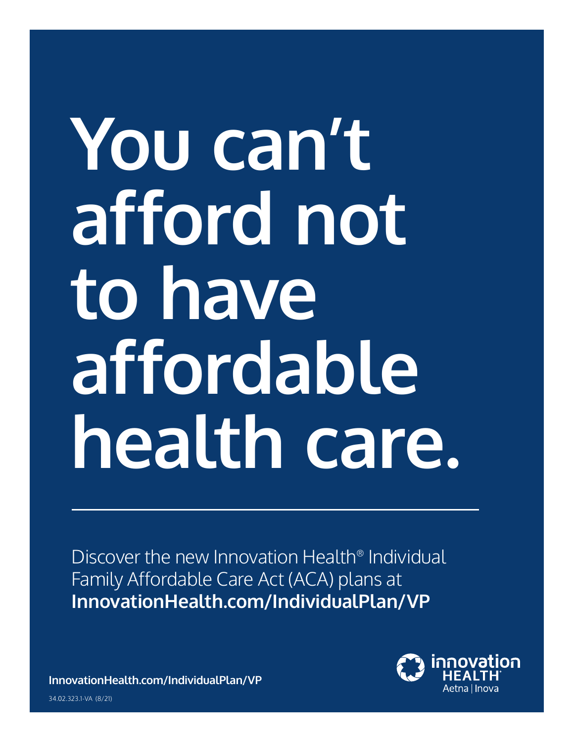# You can't afford not to have affordable health care.

---

Discover the new Innovation Health® Individual Family Affordable Care Act (ACA) plans at **InnovationHealth.com/IndividualPlan/VP**

**InnovationHealth.com/IndividualPlan/VP**

innovation HEALTH®
Aetna | Inova

34.02.323.1-VA (8/21)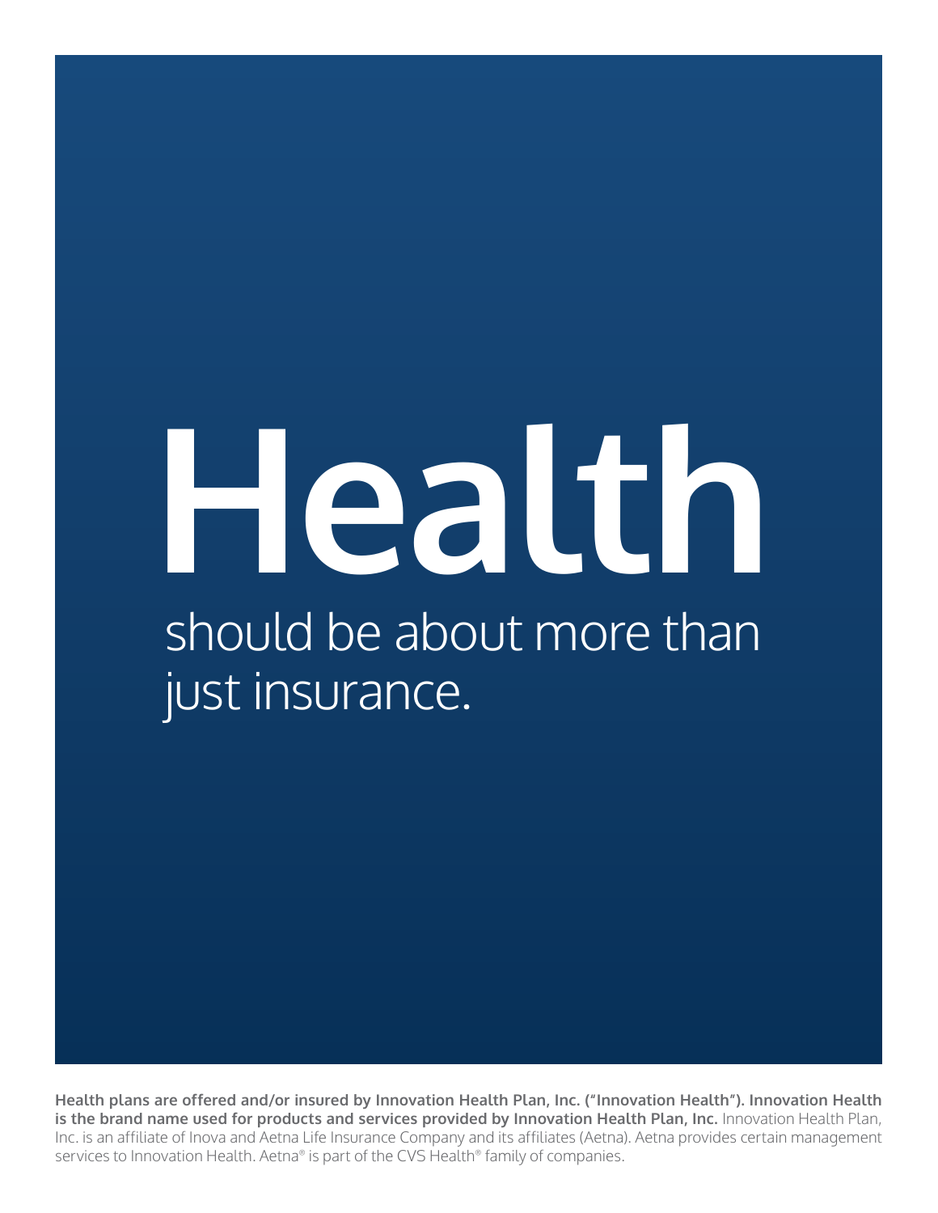# Health

should be about more than just insurance.

**Health plans are offered and/or insured by Innovation Health Plan, Inc. ("Innovation Health"). Innovation Health is the brand name used for products and services provided by Innovation Health Plan, Inc.** Innovation Health Plan, Inc. is an affiliate of Inova and Aetna Life Insurance Company and its affiliates (Aetna). Aetna provides certain management services to Innovation Health. Aetna® is part of the CVS Health® family of companies.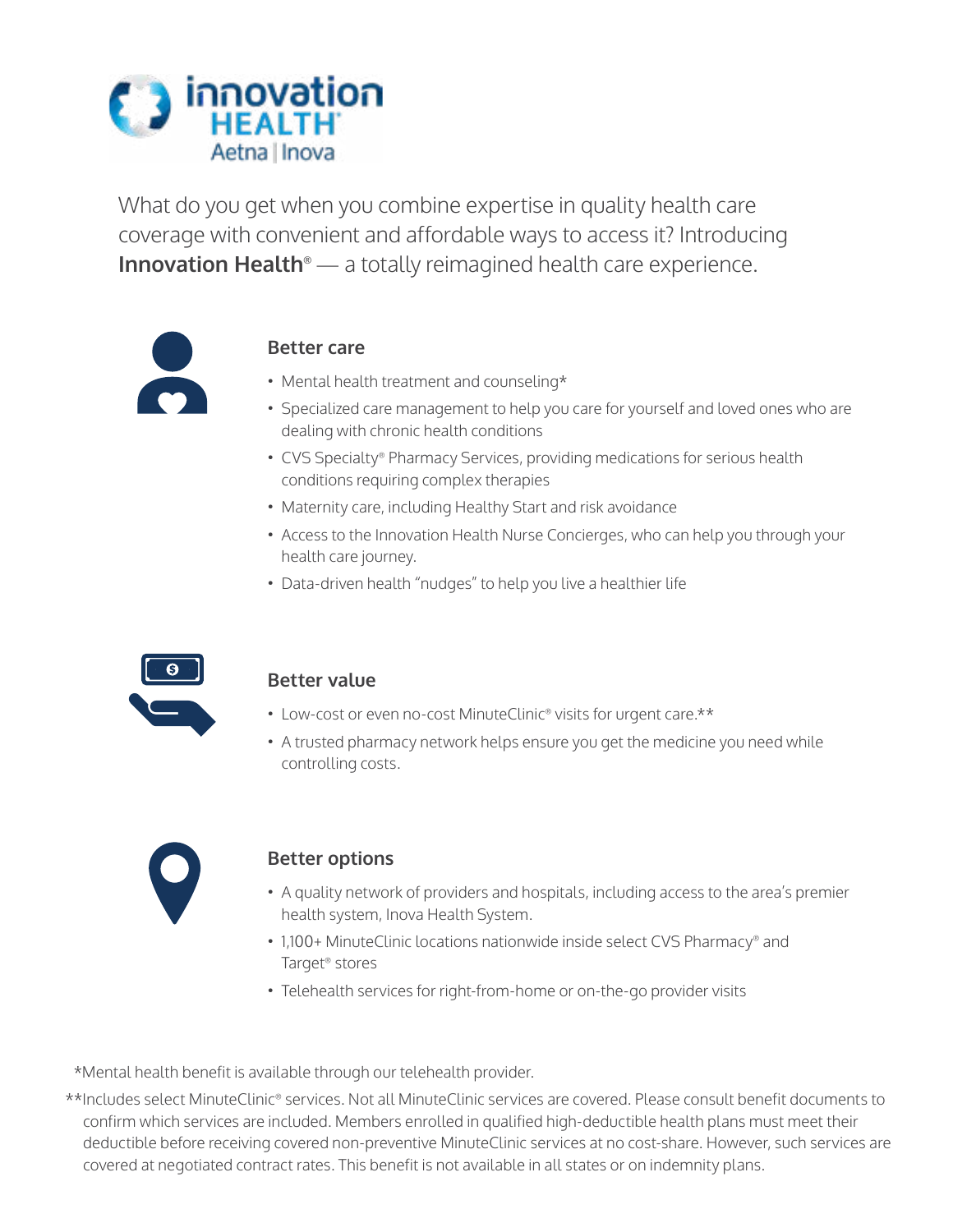innovation HEALTH® Aetna | Inova

What do you get when you combine expertise in quality health care coverage with convenient and affordable ways to access it? Introducing **Innovation Health®** — a totally reimagined health care experience.

### Better care

- Mental health treatment and counseling*
- Specialized care management to help you care for yourself and loved ones who are dealing with chronic health conditions
- CVS Specialty® Pharmacy Services, providing medications for serious health conditions requiring complex therapies
- Maternity care, including Healthy Start and risk avoidance
- Access to the Innovation Health Nurse Concierges, who can help you through your health care journey.
- Data-driven health "nudges" to help you live a healthier life

### Better value

- Low-cost or even no-cost MinuteClinic® visits for urgent care.**
- A trusted pharmacy network helps ensure you get the medicine you need while controlling costs.

### Better options

- A quality network of providers and hospitals, including access to the area's premier health system, Inova Health System.
- 1,100+ MinuteClinic locations nationwide inside select CVS Pharmacy® and Target® stores
- Telehealth services for right-from-home or on-the-go provider visits

*Mental health benefit is available through our telehealth provider.

**Includes select MinuteClinic® services. Not all MinuteClinic services are covered. Please consult benefit documents to confirm which services are included. Members enrolled in qualified high-deductible health plans must meet their deductible before receiving covered non-preventive MinuteClinic services at no cost-share. However, such services are covered at negotiated contract rates. This benefit is not available in all states or on indemnity plans.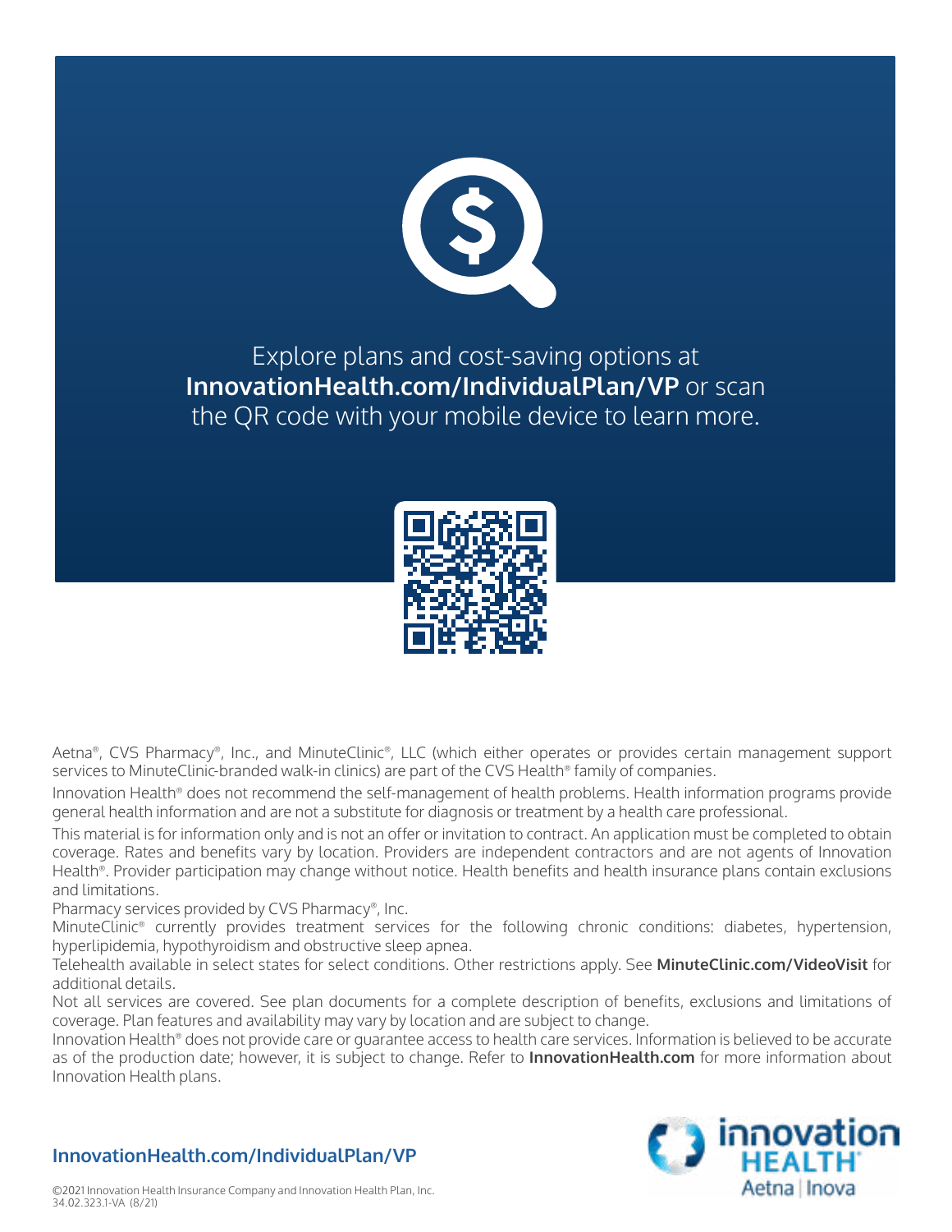Explore plans and cost-saving options at **InnovationHealth.com/IndividualPlan/VP** or scan the QR code with your mobile device to learn more.

Aetna®, CVS Pharmacy®, Inc., and MinuteClinic®, LLC (which either operates or provides certain management support services to MinuteClinic-branded walk-in clinics) are part of the CVS Health® family of companies.

Innovation Health® does not recommend the self-management of health problems. Health information programs provide general health information and are not a substitute for diagnosis or treatment by a health care professional.

This material is for information only and is not an offer or invitation to contract. An application must be completed to obtain coverage. Rates and benefits vary by location. Providers are independent contractors and are not agents of Innovation Health®. Provider participation may change without notice. Health benefits and health insurance plans contain exclusions and limitations.

Pharmacy services provided by CVS Pharmacy®, Inc.

MinuteClinic® currently provides treatment services for the following chronic conditions: diabetes, hypertension, hyperlipidemia, hypothyroidism and obstructive sleep apnea.

Telehealth available in select states for select conditions. Other restrictions apply. See **MinuteClinic.com/VideoVisit** for additional details.

Not all services are covered. See plan documents for a complete description of benefits, exclusions and limitations of coverage. Plan features and availability may vary by location and are subject to change.

Innovation Health® does not provide care or guarantee access to health care services. Information is believed to be accurate as of the production date; however, it is subject to change. Refer to **InnovationHealth.com** for more information about Innovation Health plans.

**InnovationHealth.com/IndividualPlan/VP**

©2021 Innovation Health Insurance Company and Innovation Health Plan, Inc.
34.02.323.1-VA (8/21)

innovation HEALTH® Aetna | Inova